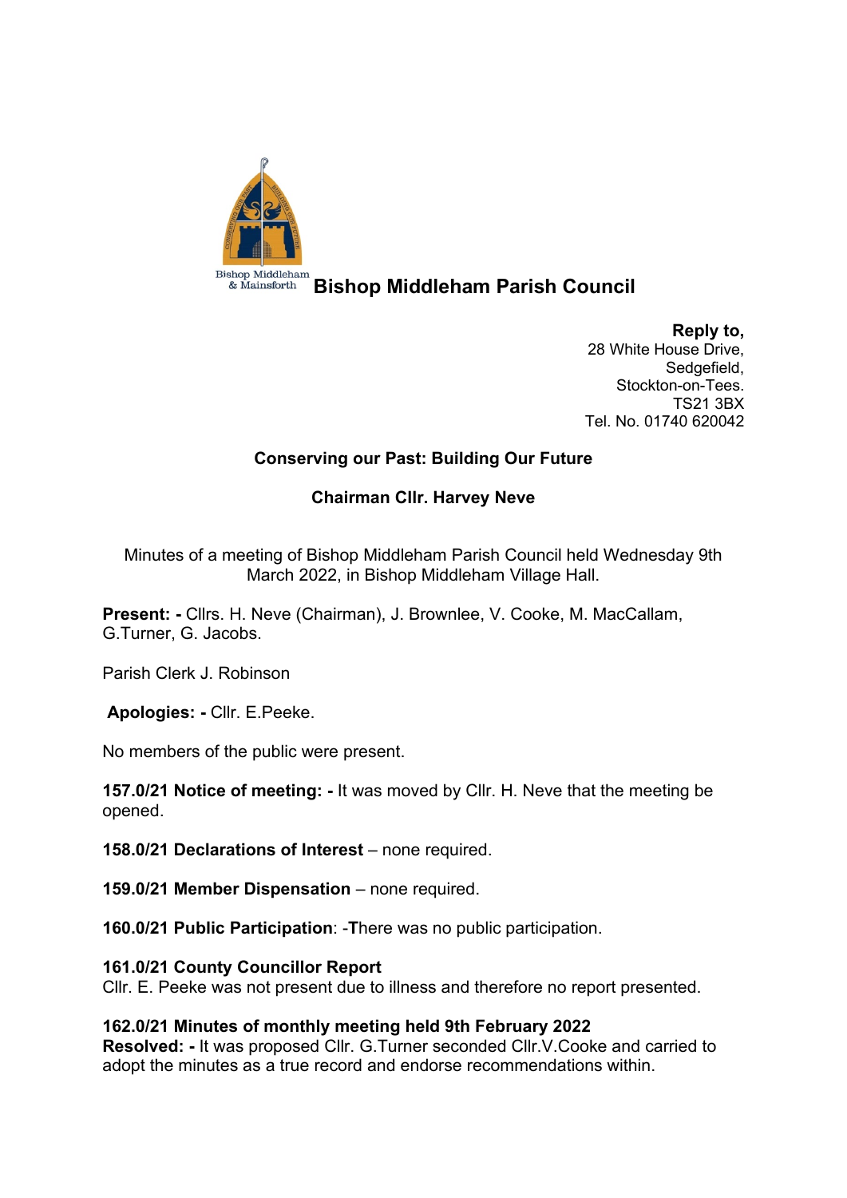Bishop Middleham & Mainsforth

# Bishop Middleham Parish Council

**Reply to,**
28 White House Drive,
Sedgefield,
Stockton-on-Tees.
TS21 3BX
Tel. No. 01740 620042

**Conserving our Past: Building Our Future**

**Chairman Cllr. Harvey Neve**

Minutes of a meeting of Bishop Middleham Parish Council held Wednesday 9th March 2022, in Bishop Middleham Village Hall.

**Present: -** Cllrs. H. Neve (Chairman), J. Brownlee, V. Cooke, M. MacCallam, G.Turner, G. Jacobs.

Parish Clerk J. Robinson

**Apologies: -** Cllr. E.Peeke.

No members of the public were present.

**157.0/21 Notice of meeting: -** It was moved by Cllr. H. Neve that the meeting be opened.

**158.0/21 Declarations of Interest** – none required.

**159.0/21 Member Dispensation** – none required.

**160.0/21 Public Participation**: -**T**here was no public participation.

**161.0/21 County Councillor Report**
Cllr. E. Peeke was not present due to illness and therefore no report presented.

**162.0/21 Minutes of monthly meeting held 9th February 2022**
**Resolved: -** It was proposed Cllr. G.Turner seconded Cllr.V.Cooke and carried to adopt the minutes as a true record and endorse recommendations within.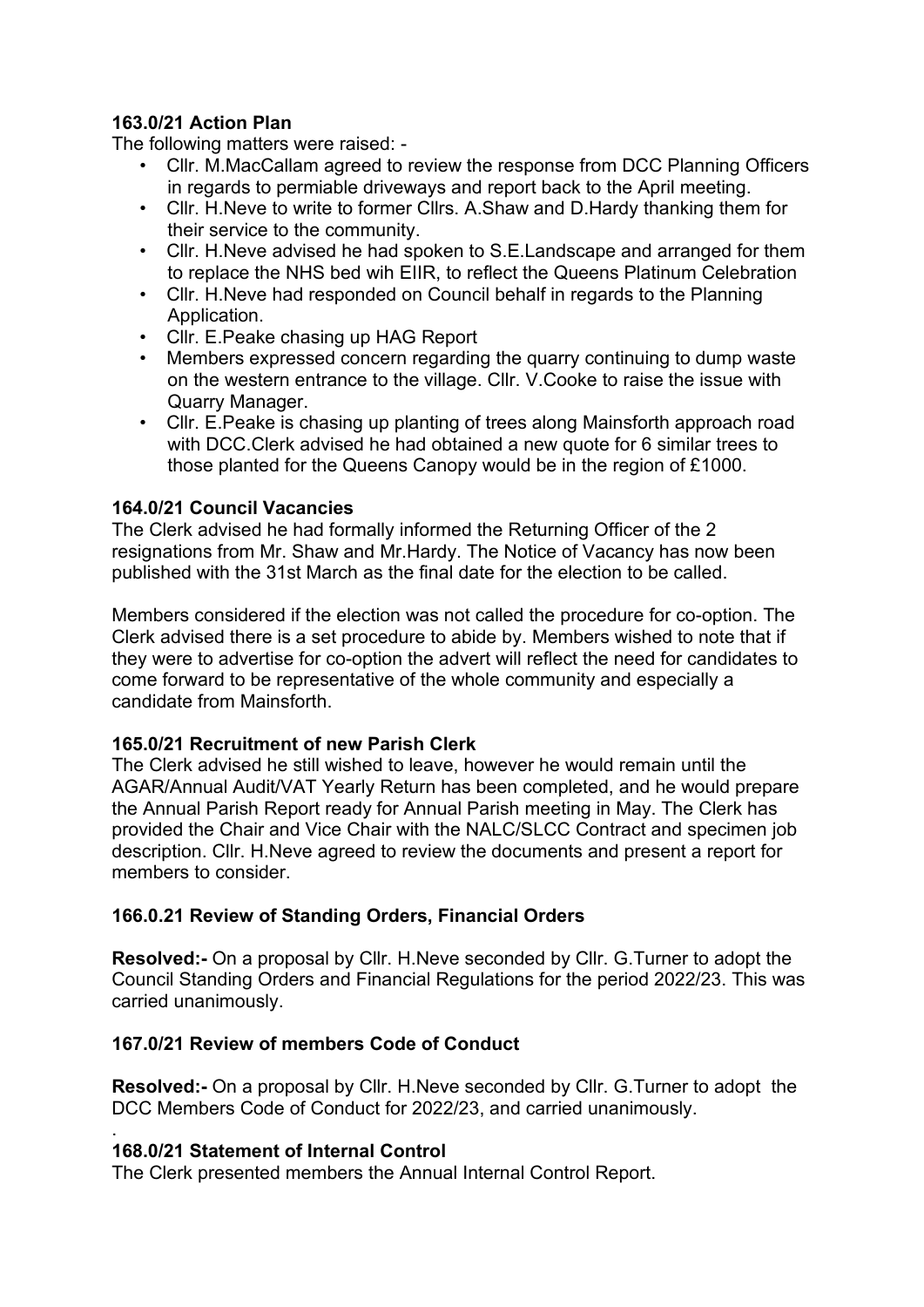**163.0/21 Action Plan**

The following matters were raised: -

- Cllr. M.MacCallam agreed to review the response from DCC Planning Officers in regards to permiable driveways and report back to the April meeting.
- Cllr. H.Neve to write to former Cllrs. A.Shaw and D.Hardy thanking them for their service to the community.
- Cllr. H.Neve advised he had spoken to S.E.Landscape and arranged for them to replace the NHS bed wih EIIR, to reflect the Queens Platinum Celebration
- Cllr. H.Neve had responded on Council behalf in regards to the Planning Application.
- Cllr. E.Peake chasing up HAG Report
- Members expressed concern regarding the quarry continuing to dump waste on the western entrance to the village. Cllr. V.Cooke to raise the issue with Quarry Manager.
- Cllr. E.Peake is chasing up planting of trees along Mainsforth approach road with DCC.Clerk advised he had obtained a new quote for 6 similar trees to those planted for the Queens Canopy would be in the region of £1000.

**164.0/21 Council Vacancies**

The Clerk advised he had formally informed the Returning Officer of the 2 resignations from Mr. Shaw and Mr.Hardy. The Notice of Vacancy has now been published with the 31st March as the final date for the election to be called.

Members considered if the election was not called the procedure for co-option. The Clerk advised there is a set procedure to abide by. Members wished to note that if they were to advertise for co-option the advert will reflect the need for candidates to come forward to be representative of the whole community and especially a candidate from Mainsforth.

**165.0/21 Recruitment of new Parish Clerk**

The Clerk advised he still wished to leave, however he would remain until the AGAR/Annual Audit/VAT Yearly Return has been completed, and he would prepare the Annual Parish Report ready for Annual Parish meeting in May. The Clerk has provided the Chair and Vice Chair with the NALC/SLCC Contract and specimen job description. Cllr. H.Neve agreed to review the documents and present a report for members to consider.

**166.0.21 Review of Standing Orders, Financial Orders**

**Resolved:-** On a proposal by Cllr. H.Neve seconded by Cllr. G.Turner to adopt the Council Standing Orders and Financial Regulations for the period 2022/23. This was carried unanimously.

**167.0/21 Review of members Code of Conduct**

**Resolved:-** On a proposal by Cllr. H.Neve seconded by Cllr. G.Turner to adopt the DCC Members Code of Conduct for 2022/23, and carried unanimously.

.

**168.0/21 Statement of Internal Control**

The Clerk presented members the Annual Internal Control Report.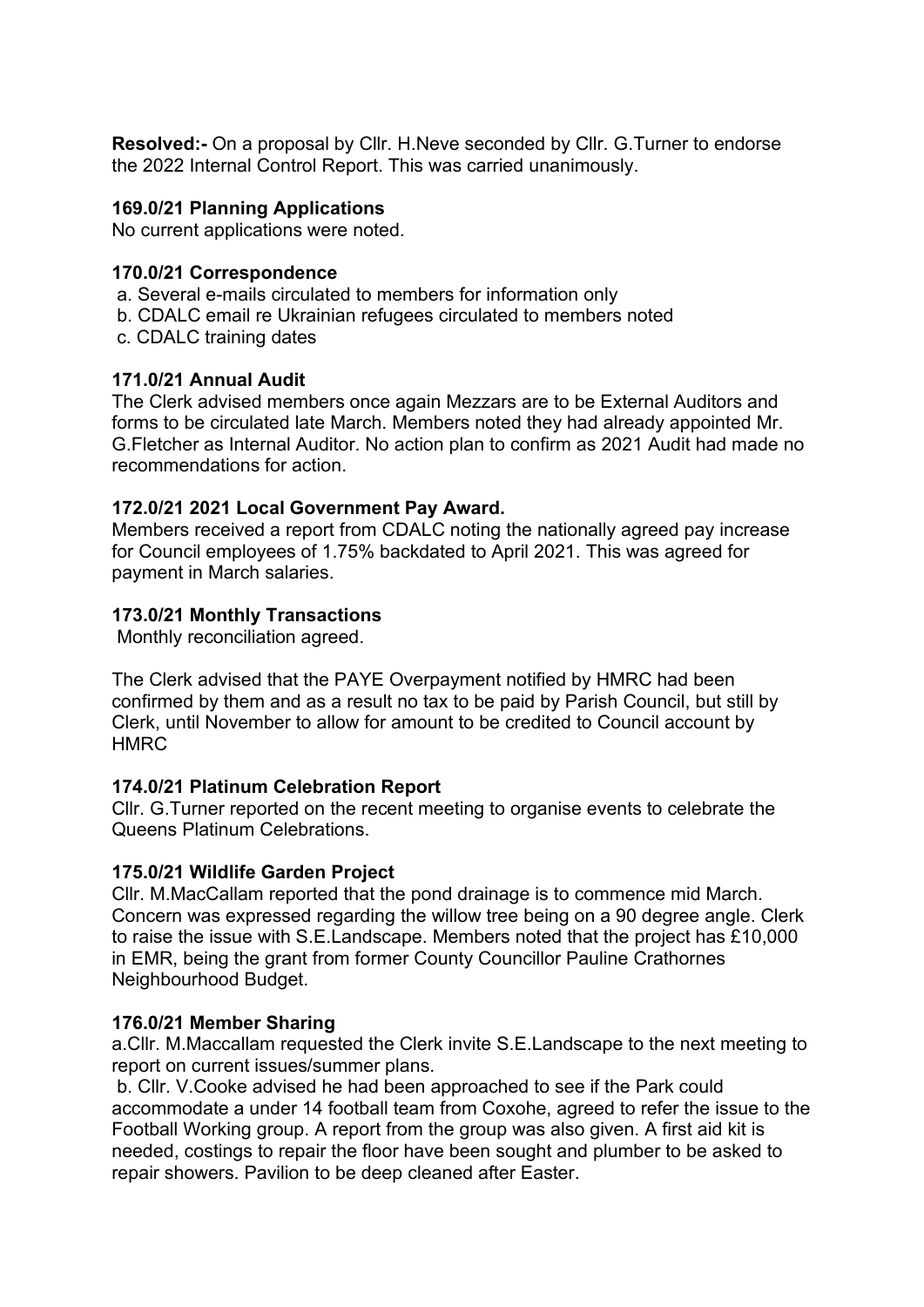**Resolved:-** On a proposal by Cllr. H.Neve seconded by Cllr. G.Turner to endorse the 2022 Internal Control Report. This was carried unanimously.

**169.0/21 Planning Applications**

No current applications were noted.

**170.0/21 Correspondence**

a. Several e-mails circulated to members for information only
b. CDALC email re Ukrainian refugees circulated to members noted
c. CDALC training dates

**171.0/21 Annual Audit**

The Clerk advised members once again Mezzars are to be External Auditors and forms to be circulated late March. Members noted they had already appointed Mr. G.Fletcher as Internal Auditor. No action plan to confirm as 2021 Audit had made no recommendations for action.

**172.0/21 2021 Local Government Pay Award.**

Members received a report from CDALC noting the nationally agreed pay increase for Council employees of 1.75% backdated to April 2021. This was agreed for payment in March salaries.

**173.0/21 Monthly Transactions**

Monthly reconciliation agreed.

The Clerk advised that the PAYE Overpayment notified by HMRC had been confirmed by them and as a result no tax to be paid by Parish Council, but still by Clerk, until November to allow for amount to be credited to Council account by HMRC

**174.0/21 Platinum Celebration Report**

Cllr. G.Turner reported on the recent meeting to organise events to celebrate the Queens Platinum Celebrations.

**175.0/21 Wildlife Garden Project**

Cllr. M.MacCallam reported that the pond drainage is to commence mid March. Concern was expressed regarding the willow tree being on a 90 degree angle. Clerk to raise the issue with S.E.Landscape. Members noted that the project has £10,000 in EMR, being the grant from former County Councillor Pauline Crathornes Neighbourhood Budget.

**176.0/21 Member Sharing**

a.Cllr. M.Maccallam requested the Clerk invite S.E.Landscape to the next meeting to report on current issues/summer plans.

b. Cllr. V.Cooke advised he had been approached to see if the Park could accommodate a under 14 football team from Coxohe, agreed to refer the issue to the Football Working group. A report from the group was also given. A first aid kit is needed, costings to repair the floor have been sought and plumber to be asked to repair showers. Pavilion to be deep cleaned after Easter.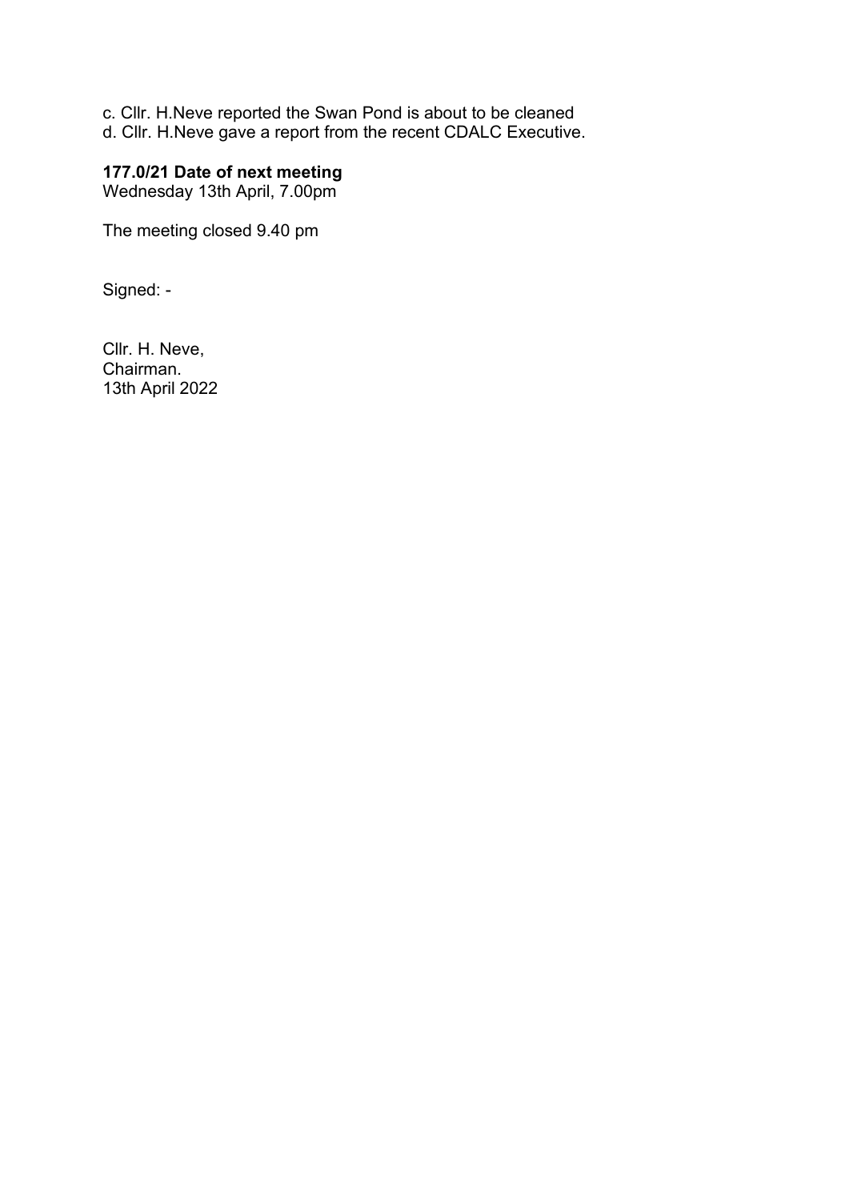c. Cllr. H.Neve reported the Swan Pond is about to be cleaned
d. Cllr. H.Neve gave a report from the recent CDALC Executive.

**177.0/21 Date of next meeting**
Wednesday 13th April, 7.00pm

The meeting closed 9.40 pm

Signed: -

Cllr. H. Neve,
Chairman.
13th April 2022